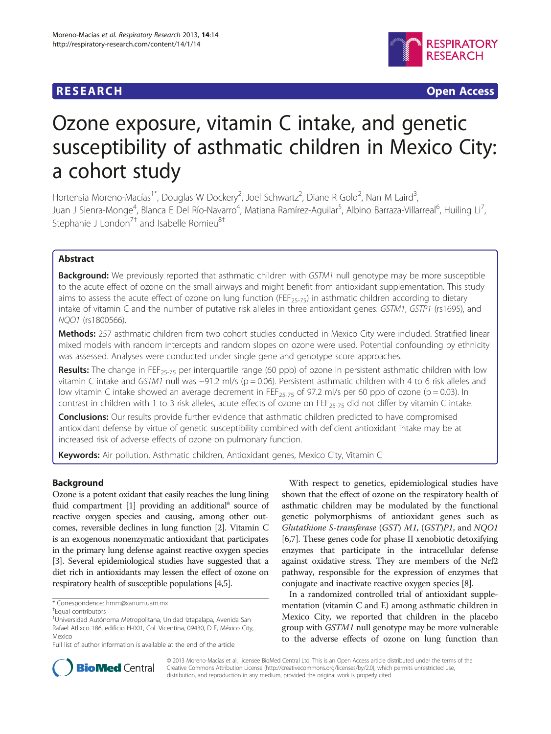RESEARCH **Open Access**

# Ozone exposure, vitamin C intake, and genetic susceptibility of asthmatic children in Mexico City: a cohort study

Hortensia Moreno-Macías[1*], Douglas W Dockery[2], Joel Schwartz[2], Diane R Gold[2], Nan M Laird[3], Juan J Sienra-Monge[4], Blanca E Del Río-Navarro[4], Matiana Ramírez-Aguilar[5], Albino Barraza-Villarreal[6], Huiling Li[7], Stephanie J London[7†] and Isabelle Romieu[8†]

## Abstract

**Background:** We previously reported that asthmatic children with *GSTM1* null genotype may be more susceptible to the acute effect of ozone on the small airways and might benefit from antioxidant supplementation. This study aims to assess the acute effect of ozone on lung function ($FEF_{25-75}$) in asthmatic children according to dietary intake of vitamin C and the number of putative risk alleles in three antioxidant genes: *GSTM1*, *GSTP1* (rs1695), and *NQO1* (rs1800566).

**Methods:** 257 asthmatic children from two cohort studies conducted in Mexico City were included. Stratified linear mixed models with random intercepts and random slopes on ozone were used. Potential confounding by ethnicity was assessed. Analyses were conducted under single gene and genotype score approaches.

**Results:** The change in $FEF_{25-75}$ per interquartile range (60 ppb) of ozone in persistent asthmatic children with low vitamin C intake and *GSTM1* null was −91.2 ml/s ($p = 0.06$). Persistent asthmatic children with 4 to 6 risk alleles and low vitamin C intake showed an average decrement in $FEF_{25-75}$ of 97.2 ml/s per 60 ppb of ozone ($p = 0.03$). In contrast in children with 1 to 3 risk alleles, acute effects of ozone on $FEF_{25-75}$ did not differ by vitamin C intake.

**Conclusions:** Our results provide further evidence that asthmatic children predicted to have compromised antioxidant defense by virtue of genetic susceptibility combined with deficient antioxidant intake may be at increased risk of adverse effects of ozone on pulmonary function.

**Keywords:** Air pollution, Asthmatic children, Antioxidant genes, Mexico City, Vitamin C

## Background

Ozone is a potent oxidant that easily reaches the lung lining fluid compartment [1] providing an additional[a] source of reactive oxygen species and causing, among other outcomes, reversible declines in lung function [2]. Vitamin C is an exogenous nonenzymatic antioxidant that participates in the primary lung defense against reactive oxygen species [3]. Several epidemiological studies have suggested that a diet rich in antioxidants may lessen the effect of ozone on respiratory health of susceptible populations [4,5].

With respect to genetics, epidemiological studies have shown that the effect of ozone on the respiratory health of asthmatic children may be modulated by the functional genetic polymorphisms of antioxidant genes such as *Glutathione S-transferase* (*GST*) *M1*, (*GST*)*P1*, and *NQO1* [6,7]. These genes code for phase II xenobiotic detoxifying enzymes that participate in the intracellular defense against oxidative stress. They are members of the Nrf2 pathway, responsible for the expression of enzymes that conjugate and inactivate reactive oxygen species [8].

In a randomized controlled trial of antioxidant supplementation (vitamin C and E) among asthmatic children in Mexico City, we reported that children in the placebo group with *GSTM1* null genotype may be more vulnerable to the adverse effects of ozone on lung function than

\* Correspondence: hmm@xanum.uam.mx
†Equal contributors
[1]Universidad Autónoma Metropolitana, Unidad Iztapalapa, Avenida San Rafael Atlixco 186, edificio H-001, Col. Vicentina, 09430, D F, México City, Mexico
Full list of author information is available at the end of the article

© 2013 Moreno-Macías et al.; licensee BioMed Central Ltd. This is an Open Access article distributed under the terms of the Creative Commons Attribution License (http://creativecommons.org/licenses/by/2.0), which permits unrestricted use, distribution, and reproduction in any medium, provided the original work is properly cited.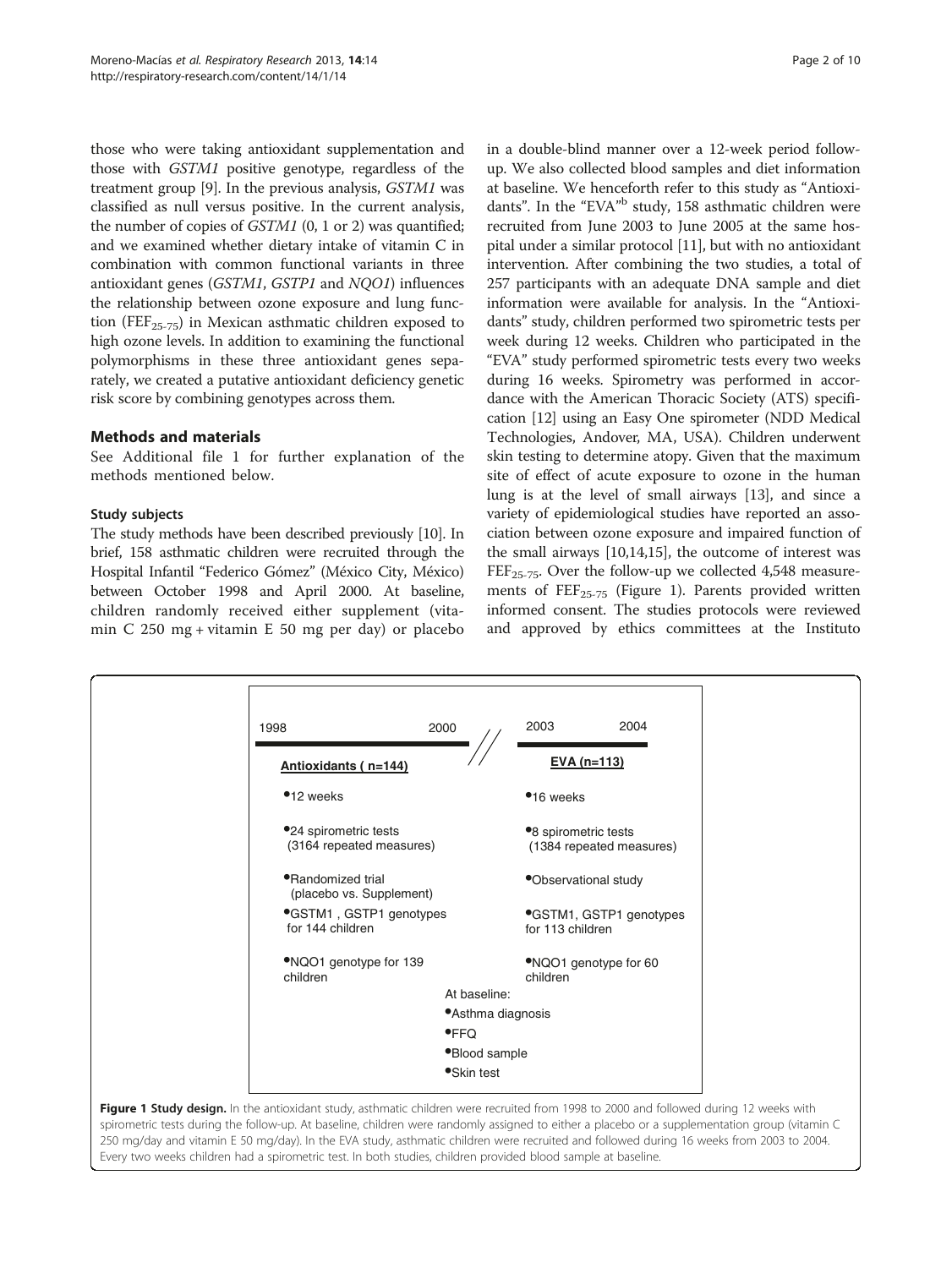those who were taking antioxidant supplementation and those with *GSTM1* positive genotype, regardless of the treatment group [9]. In the previous analysis, *GSTM1* was classified as null versus positive. In the current analysis, the number of copies of *GSTM1* (0, 1 or 2) was quantified; and we examined whether dietary intake of vitamin C in combination with common functional variants in three antioxidant genes (*GSTM1*, *GSTP1* and *NQO1*) influences the relationship between ozone exposure and lung function ($FEF_{25-75}$) in Mexican asthmatic children exposed to high ozone levels. In addition to examining the functional polymorphisms in these three antioxidant genes separately, we created a putative antioxidant deficiency genetic risk score by combining genotypes across them.

## Methods and materials

See Additional file 1 for further explanation of the methods mentioned below.

### Study subjects

The study methods have been described previously [10]. In brief, 158 asthmatic children were recruited through the Hospital Infantil "Federico Gómez" (México City, México) between October 1998 and April 2000. At baseline, children randomly received either supplement (vitamin C 250 mg + vitamin E 50 mg per day) or placebo in a double-blind manner over a 12-week period follow-up. We also collected blood samples and diet information at baseline. We henceforth refer to this study as "Antioxidants". In the "EVA"[b] study, 158 asthmatic children were recruited from June 2003 to June 2005 at the same hospital under a similar protocol [11], but with no antioxidant intervention. After combining the two studies, a total of 257 participants with an adequate DNA sample and diet information were available for analysis. In the "Antioxidants" study, children performed two spirometric tests per week during 12 weeks. Children who participated in the "EVA" study performed spirometric tests every two weeks during 16 weeks. Spirometry was performed in accordance with the American Thoracic Society (ATS) specification [12] using an Easy One spirometer (NDD Medical Technologies, Andover, MA, USA). Children underwent skin testing to determine atopy. Given that the maximum site of effect of acute exposure to ozone in the human lung is at the level of small airways [13], and since a variety of epidemiological studies have reported an association between ozone exposure and impaired function of the small airways [10,14,15], the outcome of interest was $FEF_{25-75}$. Over the follow-up we collected 4,548 measurements of $FEF_{25-75}$ (Figure 1). Parents provided written informed consent. The studies protocols were reviewed and approved by ethics committees at the Instituto

1998 2000 // 2003 2004

Antioxidants ( n=144)
- 12 weeks
- 24 spirometric tests (3164 repeated measures)
- Randomized trial (placebo vs. Supplement)
- GSTM1 , GSTP1 genotypes for 144 children
- NQO1 genotype for 139 children

EVA (n=113)
- 16 weeks
- 8 spirometric tests (1384 repeated measures)
- Observational study
- GSTM1, GSTP1 genotypes for 113 children
- NQO1 genotype for 60 children

At baseline:
- Asthma diagnosis
- FFQ
- Blood sample
- Skin test

**Figure 1 Study design.** In the antioxidant study, asthmatic children were recruited from 1998 to 2000 and followed during 12 weeks with spirometric tests during the follow-up. At baseline, children were randomly assigned to either a placebo or a supplementation group (vitamin C 250 mg/day and vitamin E 50 mg/day). In the EVA study, asthmatic children were recruited and followed during 16 weeks from 2003 to 2004. Every two weeks children had a spirometric test. In both studies, children provided blood sample at baseline.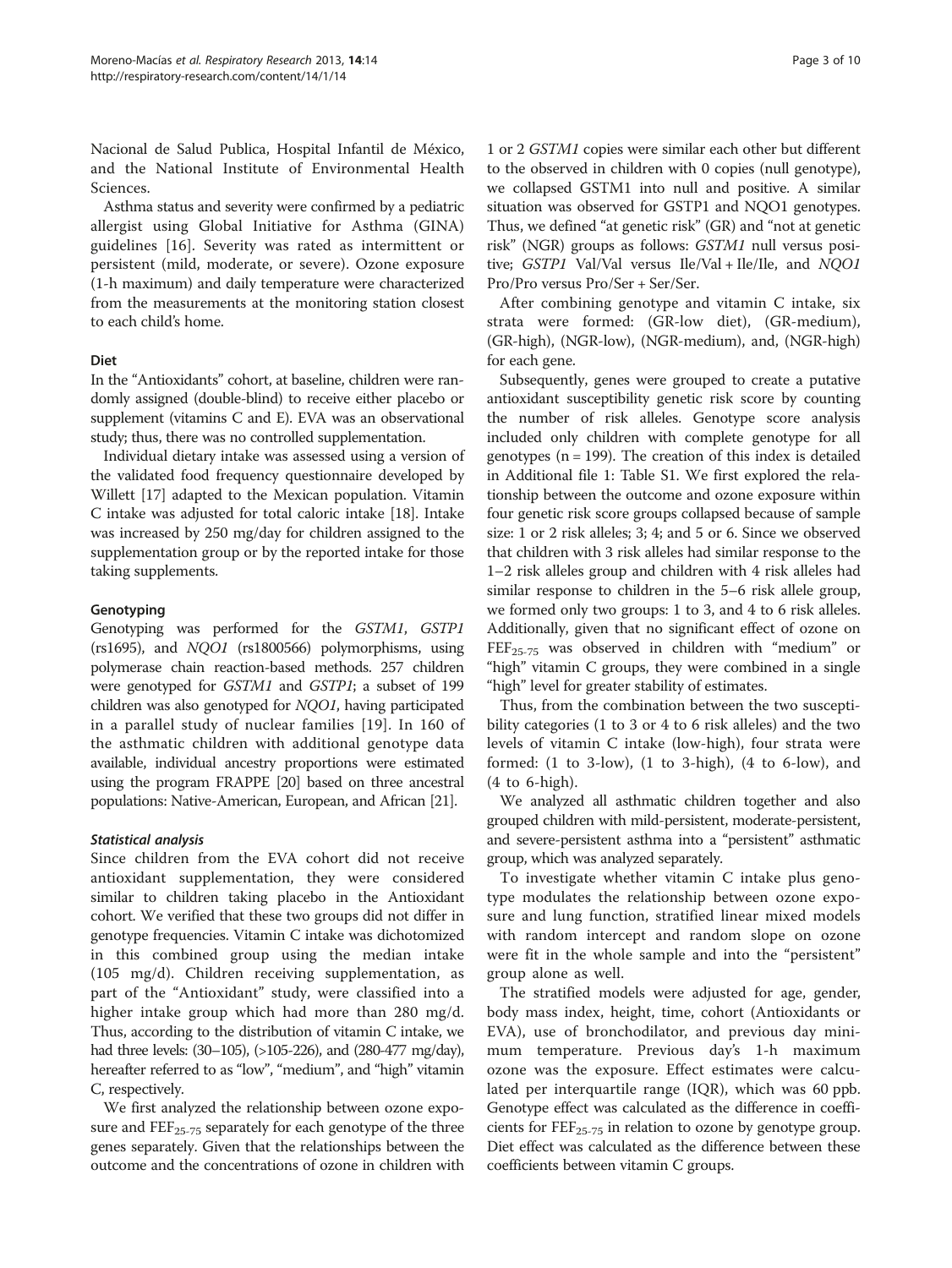Nacional de Salud Publica, Hospital Infantil de México, and the National Institute of Environmental Health Sciences.

Asthma status and severity were confirmed by a pediatric allergist using Global Initiative for Asthma (GINA) guidelines [16]. Severity was rated as intermittent or persistent (mild, moderate, or severe). Ozone exposure (1-h maximum) and daily temperature were characterized from the measurements at the monitoring station closest to each child's home.

### Diet

In the "Antioxidants" cohort, at baseline, children were randomly assigned (double-blind) to receive either placebo or supplement (vitamins C and E). EVA was an observational study; thus, there was no controlled supplementation.

Individual dietary intake was assessed using a version of the validated food frequency questionnaire developed by Willett [17] adapted to the Mexican population. Vitamin C intake was adjusted for total caloric intake [18]. Intake was increased by 250 mg/day for children assigned to the supplementation group or by the reported intake for those taking supplements.

### Genotyping

Genotyping was performed for the *GSTM1*, *GSTP1* (rs1695), and *NQO1* (rs1800566) polymorphisms, using polymerase chain reaction-based methods. 257 children were genotyped for *GSTM1* and *GSTP1*; a subset of 199 children was also genotyped for *NQO1*, having participated in a parallel study of nuclear families [19]. In 160 of the asthmatic children with additional genotype data available, individual ancestry proportions were estimated using the program FRAPPE [20] based on three ancestral populations: Native-American, European, and African [21].

#### *Statistical analysis*

Since children from the EVA cohort did not receive antioxidant supplementation, they were considered similar to children taking placebo in the Antioxidant cohort. We verified that these two groups did not differ in genotype frequencies. Vitamin C intake was dichotomized in this combined group using the median intake (105 mg/d). Children receiving supplementation, as part of the "Antioxidant" study, were classified into a higher intake group which had more than 280 mg/d. Thus, according to the distribution of vitamin C intake, we had three levels: (30–105), (>105-226), and (280-477 mg/day), hereafter referred to as "low", "medium", and "high" vitamin C, respectively.

We first analyzed the relationship between ozone exposure and $FEF_{25-75}$ separately for each genotype of the three genes separately. Given that the relationships between the outcome and the concentrations of ozone in children with 1 or 2 *GSTM1* copies were similar each other but different to the observed in children with 0 copies (null genotype), we collapsed GSTM1 into null and positive. A similar situation was observed for GSTP1 and NQO1 genotypes. Thus, we defined "at genetic risk" (GR) and "not at genetic risk" (NGR) groups as follows: *GSTM1* null versus positive; *GSTP1* Val/Val versus Ile/Val + Ile/Ile, and *NQO1* Pro/Pro versus Pro/Ser + Ser/Ser.

After combining genotype and vitamin C intake, six strata were formed: (GR-low diet), (GR-medium), (GR-high), (NGR-low), (NGR-medium), and, (NGR-high) for each gene.

Subsequently, genes were grouped to create a putative antioxidant susceptibility genetic risk score by counting the number of risk alleles. Genotype score analysis included only children with complete genotype for all genotypes (n = 199). The creation of this index is detailed in Additional file 1: Table S1. We first explored the relationship between the outcome and ozone exposure within four genetic risk score groups collapsed because of sample size: 1 or 2 risk alleles; 3; 4; and 5 or 6. Since we observed that children with 3 risk alleles had similar response to the 1–2 risk alleles group and children with 4 risk alleles had similar response to children in the 5–6 risk allele group, we formed only two groups: 1 to 3, and 4 to 6 risk alleles. Additionally, given that no significant effect of ozone on $FEF_{25-75}$ was observed in children with "medium" or "high" vitamin C groups, they were combined in a single "high" level for greater stability of estimates.

Thus, from the combination between the two susceptibility categories (1 to 3 or 4 to 6 risk alleles) and the two levels of vitamin C intake (low-high), four strata were formed: (1 to 3-low), (1 to 3-high), (4 to 6-low), and (4 to 6-high).

We analyzed all asthmatic children together and also grouped children with mild-persistent, moderate-persistent, and severe-persistent asthma into a "persistent" asthmatic group, which was analyzed separately.

To investigate whether vitamin C intake plus genotype modulates the relationship between ozone exposure and lung function, stratified linear mixed models with random intercept and random slope on ozone were fit in the whole sample and into the "persistent" group alone as well.

The stratified models were adjusted for age, gender, body mass index, height, time, cohort (Antioxidants or EVA), use of bronchodilator, and previous day minimum temperature. Previous day's 1-h maximum ozone was the exposure. Effect estimates were calculated per interquartile range (IQR), which was 60 ppb. Genotype effect was calculated as the difference in coefficients for $FEF_{25-75}$ in relation to ozone by genotype group. Diet effect was calculated as the difference between these coefficients between vitamin C groups.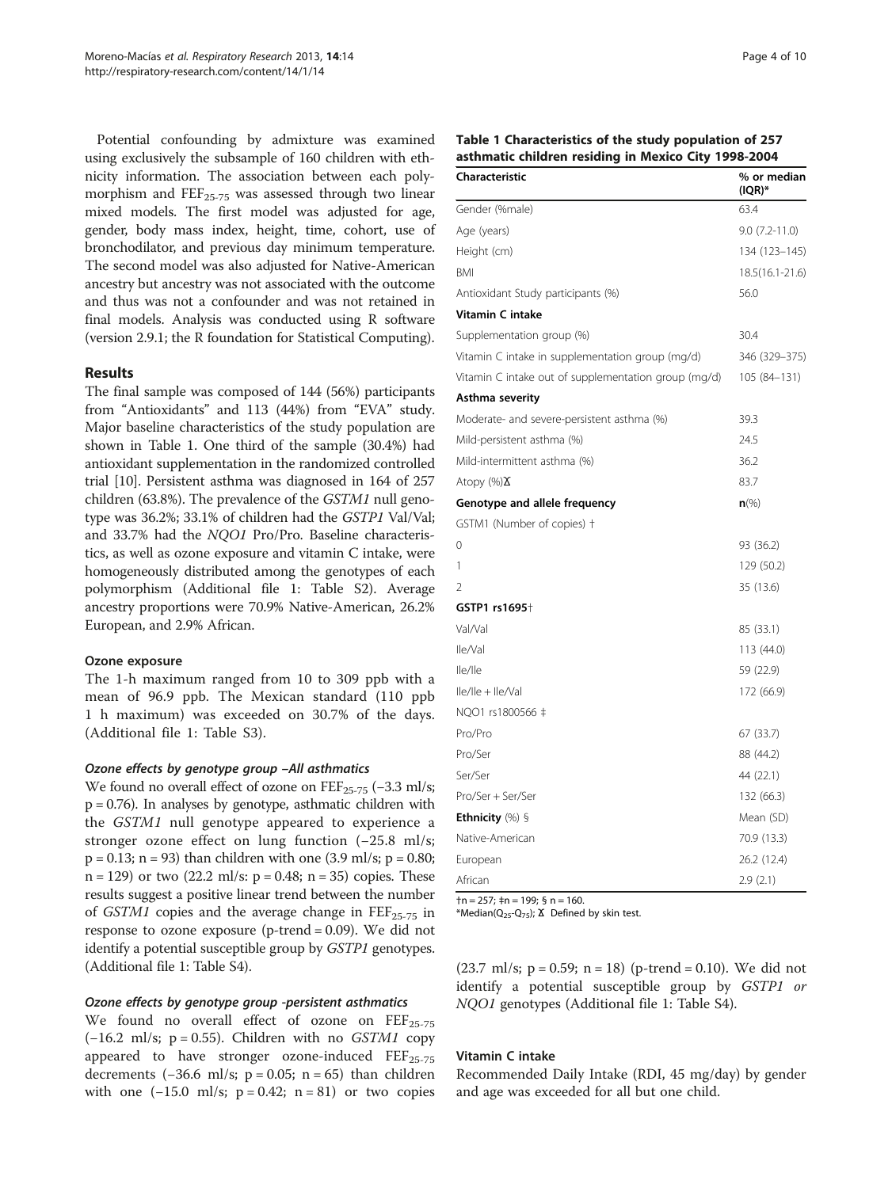Potential confounding by admixture was examined using exclusively the subsample of 160 children with ethnicity information. The association between each polymorphism and $FEF_{25-75}$ was assessed through two linear mixed models. The first model was adjusted for age, gender, body mass index, height, time, cohort, use of bronchodilator, and previous day minimum temperature. The second model was also adjusted for Native-American ancestry but ancestry was not associated with the outcome and thus was not a confounder and was not retained in final models. Analysis was conducted using R software (version 2.9.1; the R foundation for Statistical Computing).

## Results

The final sample was composed of 144 (56%) participants from "Antioxidants" and 113 (44%) from "EVA" study. Major baseline characteristics of the study population are shown in Table 1. One third of the sample (30.4%) had antioxidant supplementation in the randomized controlled trial [10]. Persistent asthma was diagnosed in 164 of 257 children (63.8%). The prevalence of the *GSTM1* null genotype was 36.2%; 33.1% of children had the *GSTP1* Val/Val; and 33.7% had the *NQO1* Pro/Pro. Baseline characteristics, as well as ozone exposure and vitamin C intake, were homogeneously distributed among the genotypes of each polymorphism (Additional file 1: Table S2). Average ancestry proportions were 70.9% Native-American, 26.2% European, and 2.9% African.

### Ozone exposure

The 1-h maximum ranged from 10 to 309 ppb with a mean of 96.9 ppb. The Mexican standard (110 ppb 1 h maximum) was exceeded on 30.7% of the days. (Additional file 1: Table S3).

#### *Ozone effects by genotype group –All asthmatics*

We found no overall effect of ozone on $FEF_{25-75}$ (−3.3 ml/s; $p = 0.76$). In analyses by genotype, asthmatic children with the *GSTM1* null genotype appeared to experience a stronger ozone effect on lung function (−25.8 ml/s; $p = 0.13$; $n = 93$) than children with one (3.9 ml/s; $p = 0.80$; $n = 129$) or two (22.2 ml/s: $p = 0.48$; $n = 35$) copies. These results suggest a positive linear trend between the number of *GSTM1* copies and the average change in $FEF_{25-75}$ in response to ozone exposure (p-trend = 0.09). We did not identify a potential susceptible group by *GSTP1* genotypes. (Additional file 1: Table S4).

#### *Ozone effects by genotype group -persistent asthmatics*

We found no overall effect of ozone on $FEF_{25-75}$ (−16.2 ml/s; $p = 0.55$). Children with no *GSTM1* copy appeared to have stronger ozone-induced $FEF_{25-75}$ decrements (−36.6 ml/s; $p = 0.05$; $n = 65$) than children with one (−15.0 ml/s; $p = 0.42$; $n = 81$) or two copies (23.7 ml/s; $p = 0.59$; $n = 18$) (p-trend = 0.10). We did not identify a potential susceptible group by *GSTP1 or NQO1* genotypes (Additional file 1: Table S4).

**Table 1 Characteristics of the study population of 257 asthmatic children residing in Mexico City 1998-2004**

| Characteristic | % or median (IQR)* |
|---|---|
| Gender (%male) | 63.4 |
| Age (years) | 9.0 (7.2-11.0) |
| Height (cm) | 134 (123–145) |
| BMI | 18.5(16.1-21.6) |
| Antioxidant Study participants (%) | 56.0 |
| **Vitamin C intake** | |
| Supplementation group (%) | 30.4 |
| Vitamin C intake in supplementation group (mg/d) | 346 (329–375) |
| Vitamin C intake out of supplementation group (mg/d) | 105 (84–131) |
| **Asthma severity** | |
| Moderate- and severe-persistent asthma (%) | 39.3 |
| Mild-persistent asthma (%) | 24.5 |
| Mild-intermittent asthma (%) | 36.2 |
| Atopy (%)Ѫ | 83.7 |
| **Genotype and allele frequency** | **n**(%) |
| GSTM1 (Number of copies) † | |
| 0 | 93 (36.2) |
| 1 | 129 (50.2) |
| 2 | 35 (13.6) |
| **GSTP1 rs1695**† | |
| Val/Val | 85 (33.1) |
| Ile/Val | 113 (44.0) |
| Ile/Ile | 59 (22.9) |
| Ile/Ile + Ile/Val | 172 (66.9) |
| NQO1 rs1800566 ‡ | |
| Pro/Pro | 67 (33.7) |
| Pro/Ser | 88 (44.2) |
| Ser/Ser | 44 (22.1) |
| Pro/Ser + Ser/Ser | 132 (66.3) |
| **Ethnicity** (%) § | Mean (SD) |
| Native-American | 70.9 (13.3) |
| European | 26.2 (12.4) |
| African | 2.9 (2.1) |

†n = 257; ‡n = 199; § n = 160.
*Median($Q_{25}$-$Q_{75}$); Ѫ Defined by skin test.

### Vitamin C intake

Recommended Daily Intake (RDI, 45 mg/day) by gender and age was exceeded for all but one child.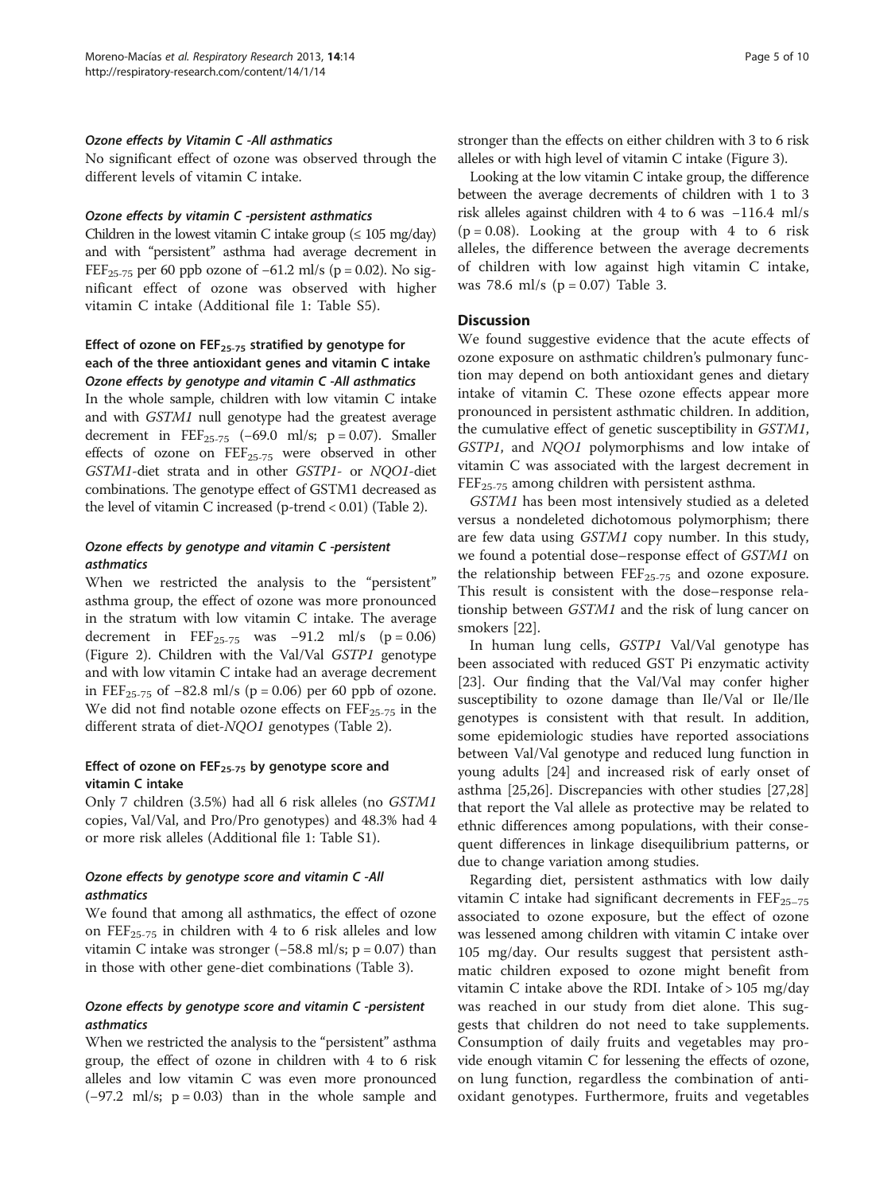#### *Ozone effects by Vitamin C -All asthmatics*

No significant effect of ozone was observed through the different levels of vitamin C intake.

#### *Ozone effects by vitamin C -persistent asthmatics*

Children in the lowest vitamin C intake group (≤ 105 mg/day) and with "persistent" asthma had average decrement in $FEF_{25\text{-}75}$ per 60 ppb ozone of −61.2 ml/s (p = 0.02). No significant effect of ozone was observed with higher vitamin C intake (Additional file 1: Table S5).

### Effect of ozone on $FEF_{25\text{-}75}$ stratified by genotype for each of the three antioxidant genes and vitamin C intake

#### *Ozone effects by genotype and vitamin C -All asthmatics*

In the whole sample, children with low vitamin C intake and with *GSTM1* null genotype had the greatest average decrement in $FEF_{25\text{-}75}$ (−69.0 ml/s; p = 0.07). Smaller effects of ozone on $FEF_{25\text{-}75}$ were observed in other *GSTM1*-diet strata and in other *GSTP1*- or *NQO1*-diet combinations. The genotype effect of GSTM1 decreased as the level of vitamin C increased (p-trend < 0.01) (Table 2).

#### *Ozone effects by genotype and vitamin C -persistent asthmatics*

When we restricted the analysis to the "persistent" asthma group, the effect of ozone was more pronounced in the stratum with low vitamin C intake. The average decrement in $FEF_{25\text{-}75}$ was −91.2 ml/s (p = 0.06) (Figure 2). Children with the Val/Val *GSTP1* genotype and with low vitamin C intake had an average decrement in $FEF_{25\text{-}75}$ of −82.8 ml/s (p = 0.06) per 60 ppb of ozone. We did not find notable ozone effects on $FEF_{25\text{-}75}$ in the different strata of diet-*NQO1* genotypes (Table 2).

### Effect of ozone on $FEF_{25\text{-}75}$ by genotype score and vitamin C intake

Only 7 children (3.5%) had all 6 risk alleles (no *GSTM1* copies, Val/Val, and Pro/Pro genotypes) and 48.3% had 4 or more risk alleles (Additional file 1: Table S1).

#### *Ozone effects by genotype score and vitamin C -All asthmatics*

We found that among all asthmatics, the effect of ozone on $FEF_{25\text{-}75}$ in children with 4 to 6 risk alleles and low vitamin C intake was stronger (−58.8 ml/s; p = 0.07) than in those with other gene-diet combinations (Table 3).

#### *Ozone effects by genotype score and vitamin C -persistent asthmatics*

When we restricted the analysis to the "persistent" asthma group, the effect of ozone in children with 4 to 6 risk alleles and low vitamin C was even more pronounced (−97.2 ml/s; p = 0.03) than in the whole sample and stronger than the effects on either children with 3 to 6 risk alleles or with high level of vitamin C intake (Figure 3).

Looking at the low vitamin C intake group, the difference between the average decrements of children with 1 to 3 risk alleles against children with 4 to 6 was −116.4 ml/s (p = 0.08). Looking at the group with 4 to 6 risk alleles, the difference between the average decrements of children with low against high vitamin C intake, was 78.6 ml/s (p = 0.07) Table 3.

## Discussion

We found suggestive evidence that the acute effects of ozone exposure on asthmatic children's pulmonary function may depend on both antioxidant genes and dietary intake of vitamin C. These ozone effects appear more pronounced in persistent asthmatic children. In addition, the cumulative effect of genetic susceptibility in *GSTM1*, *GSTP1*, and *NQO1* polymorphisms and low intake of vitamin C was associated with the largest decrement in $FEF_{25\text{-}75}$ among children with persistent asthma.

*GSTM1* has been most intensively studied as a deleted versus a nondeleted dichotomous polymorphism; there are few data using *GSTM1* copy number. In this study, we found a potential dose–response effect of *GSTM1* on the relationship between $FEF_{25\text{-}75}$ and ozone exposure. This result is consistent with the dose–response relationship between *GSTM1* and the risk of lung cancer on smokers [22].

In human lung cells, *GSTP1* Val/Val genotype has been associated with reduced GST Pi enzymatic activity [23]. Our finding that the Val/Val may confer higher susceptibility to ozone damage than Ile/Val or Ile/Ile genotypes is consistent with that result. In addition, some epidemiologic studies have reported associations between Val/Val genotype and reduced lung function in young adults [24] and increased risk of early onset of asthma [25,26]. Discrepancies with other studies [27,28] that report the Val allele as protective may be related to ethnic differences among populations, with their consequent differences in linkage disequilibrium patterns, or due to change variation among studies.

Regarding diet, persistent asthmatics with low daily vitamin C intake had significant decrements in $FEF_{25\text{–}75}$ associated to ozone exposure, but the effect of ozone was lessened among children with vitamin C intake over 105 mg/day. Our results suggest that persistent asthmatic children exposed to ozone might benefit from vitamin C intake above the RDI. Intake of > 105 mg/day was reached in our study from diet alone. This suggests that children do not need to take supplements. Consumption of daily fruits and vegetables may provide enough vitamin C for lessening the effects of ozone, on lung function, regardless the combination of antioxidant genotypes. Furthermore, fruits and vegetables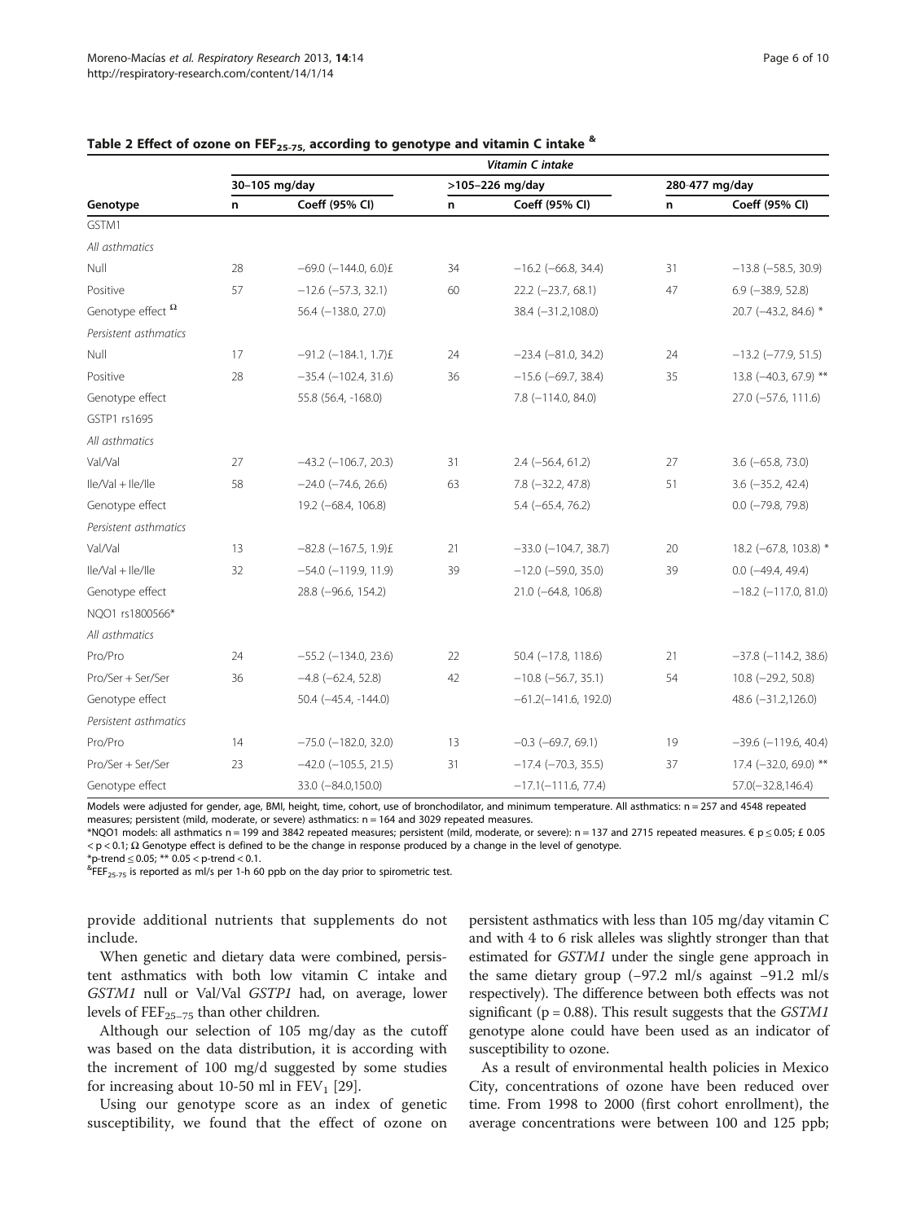**Table 2 Effect of ozone on $FEF_{25-75}$, according to genotype and vitamin C intake [&]**

| | Vitamin C intake | | | | | |
|---|---|---|---|---|---|---|
| | 30–105 mg/day | | >105–226 mg/day | | 280-477 mg/day | |
| Genotype | n | Coeff (95% CI) | n | Coeff (95% CI) | n | Coeff (95% CI) |
| GSTM1 | | | | | | |
| *All asthmatics* | | | | | | |
| Null | 28 | −69.0 (−144.0, 6.0)£ | 34 | −16.2 (−66.8, 34.4) | 31 | −13.8 (−58.5, 30.9) |
| Positive | 57 | −12.6 (−57.3, 32.1) | 60 | 22.2 (−23.7, 68.1) | 47 | 6.9 (−38.9, 52.8) |
| Genotype effect [Ω] | | 56.4 (−138.0, 27.0) | | 38.4 (−31.2,108.0) | | 20.7 (−43.2, 84.6) * |
| *Persistent asthmatics* | | | | | | |
| Null | 17 | −91.2 (−184.1, 1.7)£ | 24 | −23.4 (−81.0, 34.2) | 24 | −13.2 (−77.9, 51.5) |
| Positive | 28 | −35.4 (−102.4, 31.6) | 36 | −15.6 (−69.7, 38.4) | 35 | 13.8 (−40.3, 67.9) ** |
| Genotype effect | | 55.8 (56.4, -168.0) | | 7.8 (−114.0, 84.0) | | 27.0 (−57.6, 111.6) |
| GSTP1 rs1695 | | | | | | |
| *All asthmatics* | | | | | | |
| Val/Val | 27 | −43.2 (−106.7, 20.3) | 31 | 2.4 (−56.4, 61.2) | 27 | 3.6 (−65.8, 73.0) |
| Ile/Val + Ile/Ile | 58 | −24.0 (−74.6, 26.6) | 63 | 7.8 (−32.2, 47.8) | 51 | 3.6 (−35.2, 42.4) |
| Genotype effect | | 19.2 (−68.4, 106.8) | | 5.4 (−65.4, 76.2) | | 0.0 (−79.8, 79.8) |
| *Persistent asthmatics* | | | | | | |
| Val/Val | 13 | −82.8 (−167.5, 1.9)£ | 21 | −33.0 (−104.7, 38.7) | 20 | 18.2 (−67.8, 103.8) * |
| Ile/Val + Ile/Ile | 32 | −54.0 (−119.9, 11.9) | 39 | −12.0 (−59.0, 35.0) | 39 | 0.0 (−49.4, 49.4) |
| Genotype effect | | 28.8 (−96.6, 154.2) | | 21.0 (−64.8, 106.8) | | −18.2 (−117.0, 81.0) |
| NQO1 rs1800566* | | | | | | |
| *All asthmatics* | | | | | | |
| Pro/Pro | 24 | −55.2 (−134.0, 23.6) | 22 | 50.4 (−17.8, 118.6) | 21 | −37.8 (−114.2, 38.6) |
| Pro/Ser + Ser/Ser | 36 | −4.8 (−62.4, 52.8) | 42 | −10.8 (−56.7, 35.1) | 54 | 10.8 (−29.2, 50.8) |
| Genotype effect | | 50.4 (−45.4, -144.0) | | −61.2(−141.6, 192.0) | | 48.6 (−31.2,126.0) |
| *Persistent asthmatics* | | | | | | |
| Pro/Pro | 14 | −75.0 (−182.0, 32.0) | 13 | −0.3 (−69.7, 69.1) | 19 | −39.6 (−119.6, 40.4) |
| Pro/Ser + Ser/Ser | 23 | −42.0 (−105.5, 21.5) | 31 | −17.4 (−70.3, 35.5) | 37 | 17.4 (−32.0, 69.0) ** |
| Genotype effect | | 33.0 (−84.0,150.0) | | −17.1(−111.6, 77.4) | | 57.0(−32.8,146.4) |

Models were adjusted for gender, age, BMI, height, time, cohort, use of bronchodilator, and minimum temperature. All asthmatics: n = 257 and 4548 repeated measures; persistent (mild, moderate, or severe) asthmatics: n = 164 and 3029 repeated measures.

*NQO1 models: all asthmatics n = 199 and 3842 repeated measures; persistent (mild, moderate, or severe): n = 137 and 2715 repeated measures. € $p \leq 0.05$; £ $0.05 < p < 0.1$; Ω Genotype effect is defined to be the change in response produced by a change in the level of genotype.

*p-trend ≤ 0.05; ** 0.05 < p-trend < 0.1.

[&]$FEF_{25-75}$ is reported as ml/s per 1-h 60 ppb on the day prior to spirometric test.

provide additional nutrients that supplements do not include.

When genetic and dietary data were combined, persistent asthmatics with both low vitamin C intake and *GSTM1* null or Val/Val *GSTP1* had, on average, lower levels of $FEF_{25-75}$ than other children.

Although our selection of 105 mg/day as the cutoff was based on the data distribution, it is according with the increment of 100 mg/d suggested by some studies for increasing about 10-50 ml in $FEV_1$ [29].

Using our genotype score as an index of genetic susceptibility, we found that the effect of ozone on persistent asthmatics with less than 105 mg/day vitamin C and with 4 to 6 risk alleles was slightly stronger than that estimated for *GSTM1* under the single gene approach in the same dietary group (−97.2 ml/s against −91.2 ml/s respectively). The difference between both effects was not significant (p = 0.88). This result suggests that the *GSTM1* genotype alone could have been used as an indicator of susceptibility to ozone.

As a result of environmental health policies in Mexico City, concentrations of ozone have been reduced over time. From 1998 to 2000 (first cohort enrollment), the average concentrations were between 100 and 125 ppb;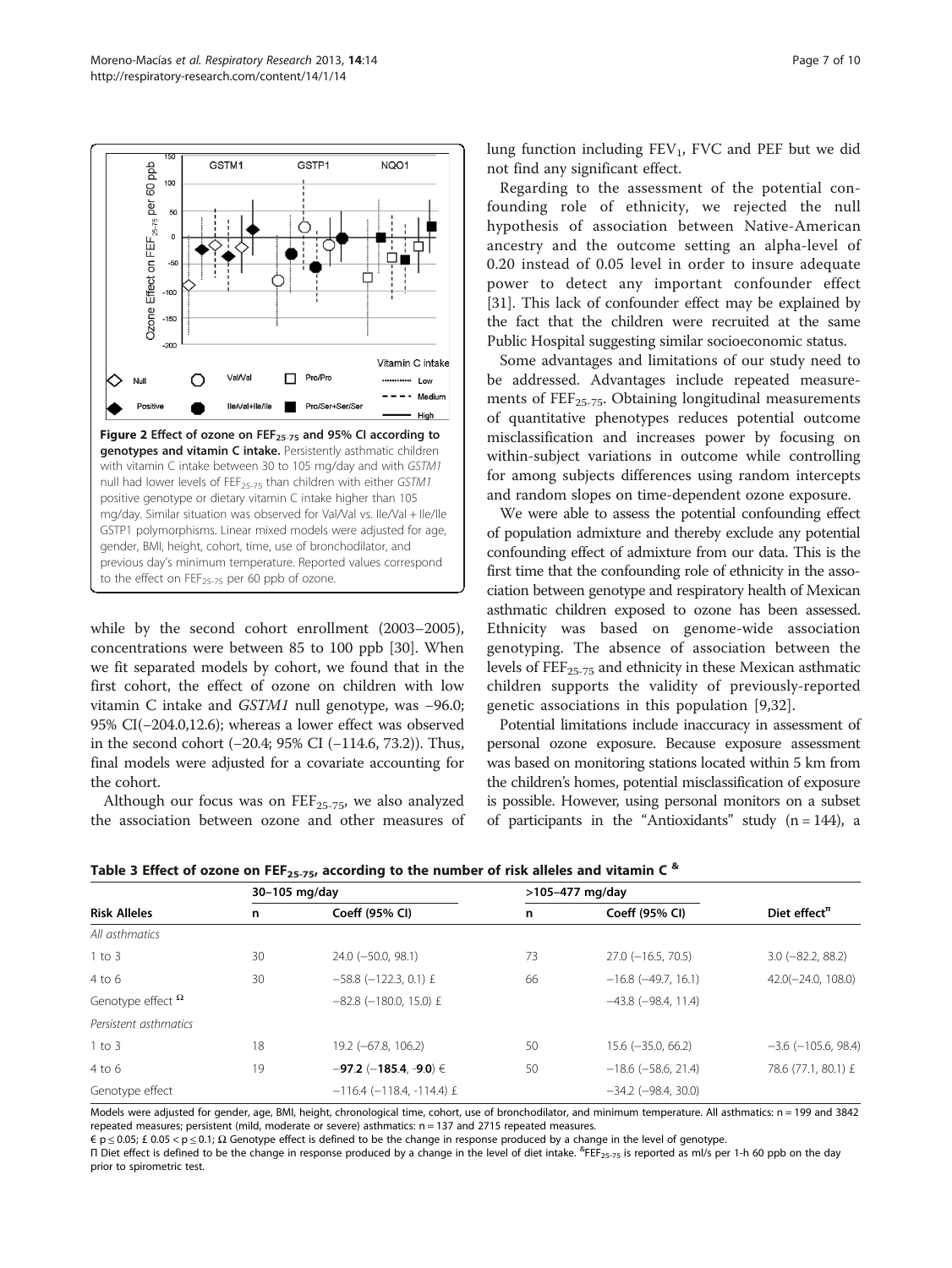150

GSTM1 GSTP1 NQO1

100

50

0

-50

-100

-150

-200

Ozone Effect on $FEF_{25-75}$ per 60 ppb

Null

Positive

Val/Val

Ile/Val+Ile/Ile

Pro/Pro

Pro/Ser+Ser/Ser

Vitamin C intake

Low

Medium

High

**Figure 2 Effect of ozone on $FEF_{25-75}$ and 95% CI according to genotypes and vitamin C intake.** Persistently asthmatic children with vitamin C intake between 30 to 105 mg/day and with *GSTM1* null had lower levels of $FEF_{25-75}$ than children with either *GSTM1* positive genotype or dietary vitamin C intake higher than 105 mg/day. Similar situation was observed for Val/Val vs. Ile/Val + Ile/Ile GSTP1 polymorphisms. Linear mixed models were adjusted for age, gender, BMI, height, cohort, time, use of bronchodilator, and previous day's minimum temperature. Reported values correspond to the effect on $FEF_{25-75}$ per 60 ppb of ozone.

while by the second cohort enrollment (2003–2005), concentrations were between 85 to 100 ppb [30]. When we fit separated models by cohort, we found that in the first cohort, the effect of ozone on children with low vitamin C intake and *GSTM1* null genotype, was −96.0; 95% CI(−204.0,12.6); whereas a lower effect was observed in the second cohort (−20.4; 95% CI (−114.6, 73.2)). Thus, final models were adjusted for a covariate accounting for the cohort.

Although our focus was on $FEF_{25-75}$, we also analyzed the association between ozone and other measures of lung function including $FEV_1$, FVC and PEF but we did not find any significant effect.

Regarding to the assessment of the potential confounding role of ethnicity, we rejected the null hypothesis of association between Native-American ancestry and the outcome setting an alpha-level of 0.20 instead of 0.05 level in order to insure adequate power to detect any important confounder effect [31]. This lack of confounder effect may be explained by the fact that the children were recruited at the same Public Hospital suggesting similar socioeconomic status.

Some advantages and limitations of our study need to be addressed. Advantages include repeated measurements of $FEF_{25-75}$. Obtaining longitudinal measurements of quantitative phenotypes reduces potential outcome misclassification and increases power by focusing on within-subject variations in outcome while controlling for among subjects differences using random intercepts and random slopes on time-dependent ozone exposure.

We were able to assess the potential confounding effect of population admixture and thereby exclude any potential confounding effect of admixture from our data. This is the first time that the confounding role of ethnicity in the association between genotype and respiratory health of Mexican asthmatic children exposed to ozone has been assessed. Ethnicity was based on genome-wide association genotyping. The absence of association between the levels of $FEF_{25-75}$ and ethnicity in these Mexican asthmatic children supports the validity of previously-reported genetic associations in this population [9,32].

Potential limitations include inaccuracy in assessment of personal ozone exposure. Because exposure assessment was based on monitoring stations located within 5 km from the children's homes, potential misclassification of exposure is possible. However, using personal monitors on a subset of participants in the "Antioxidants" study (n = 144), a

**Table 3 Effect of ozone on $FEF_{25-75}$, according to the number of risk alleles and vitamin C [&]**

| | 30–105 mg/day | | >105–477 mg/day | | |
|---|---|---|---|---|---|
| **Risk Alleles** | **n** | **Coeff (95% CI)** | **n** | **Coeff (95% CI)** | **Diet effect[Π]** |
| *All asthmatics* | | | | | |
| 1 to 3 | 30 | 24.0 (−50.0, 98.1) | 73 | 27.0 (−16.5, 70.5) | 3.0 (−82.2, 88.2) |
| 4 to 6 | 30 | −58.8 (−122.3, 0.1) £ | 66 | −16.8 (−49.7, 16.1) | 42.0(−24.0, 108.0) |
| Genotype effect [Ω] | | −82.8 (−180.0, 15.0) £ | | −43.8 (−98.4, 11.4) | |
| *Persistent asthmatics* | | | | | |
| 1 to 3 | 18 | 19.2 (−67.8, 106.2) | 50 | 15.6 (−35.0, 66.2) | −3.6 (−105.6, 98.4) |
| 4 to 6 | 19 | **−97.2 (−185.4, -9.0)** € | 50 | −18.6 (−58.6, 21.4) | 78.6 (77.1, 80.1) £ |
| Genotype effect | | −116.4 (−118.4, −114.4) £ | | −34.2 (−98.4, 30.0) | |

Models were adjusted for gender, age, BMI, height, chronological time, cohort, use of bronchodilator, and minimum temperature. All asthmatics: n = 199 and 3842 repeated measures; persistent (mild, moderate or severe) asthmatics: n = 137 and 2715 repeated measures.

€ p ≤ 0.05; £ 0.05 < p ≤ 0.1; Ω Genotype effect is defined to be the change in response produced by a change in the level of genotype.

Π Diet effect is defined to be the change in response produced by a change in the level of diet intake. [&]$FEF_{25-75}$ is reported as ml/s per 1-h 60 ppb on the day prior to spirometric test.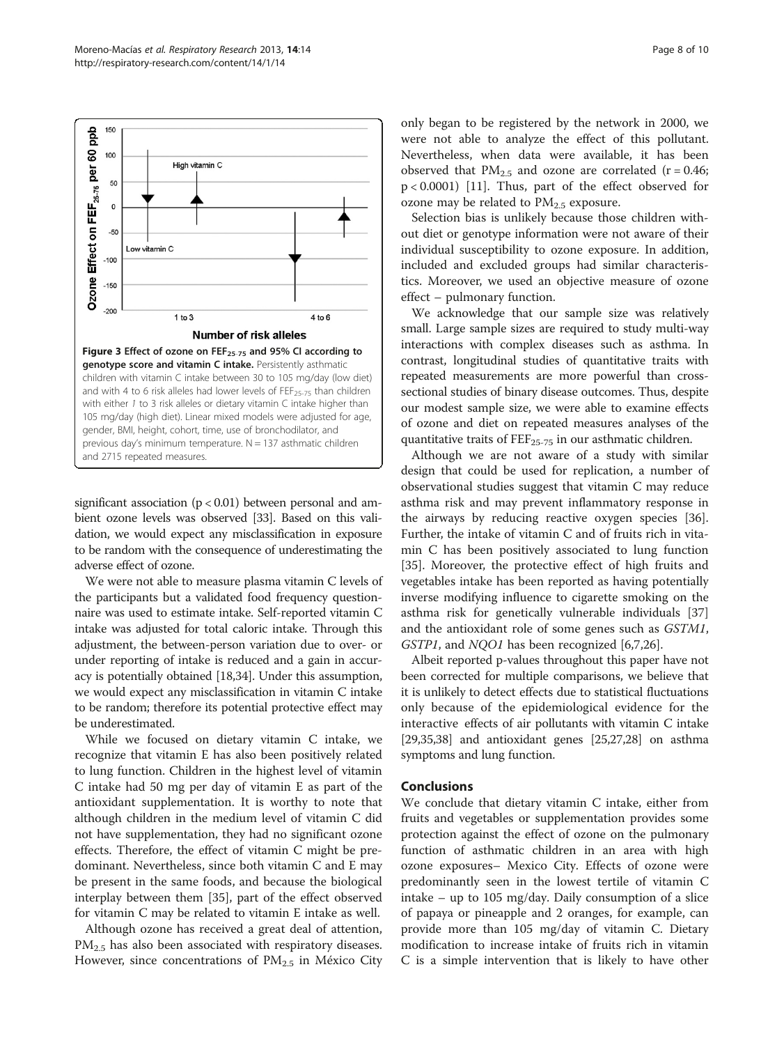Ozone Effect on $FEF_{25-75}$ per 60 ppb

150

100

50

0

-50

-100

-150

-200

High vitamin C

Low vitamin C

1 to 3

4 to 6

Number of risk alleles

**Figure 3 Effect of ozone on $FEF_{25-75}$ and 95% CI according to genotype score and vitamin C intake.** Persistently asthmatic children with vitamin C intake between 30 to 105 mg/day (low diet) and with 4 to 6 risk alleles had lower levels of $FEF_{25-75}$ than children with either *1* to 3 risk alleles or dietary vitamin C intake higher than 105 mg/day (high diet). Linear mixed models were adjusted for age, gender, BMI, height, cohort, time, use of bronchodilator, and previous day's minimum temperature. N = 137 asthmatic children and 2715 repeated measures.

significant association ($p < 0.01$) between personal and ambient ozone levels was observed [33]. Based on this validation, we would expect any misclassification in exposure to be random with the consequence of underestimating the adverse effect of ozone.

We were not able to measure plasma vitamin C levels of the participants but a validated food frequency questionnaire was used to estimate intake. Self-reported vitamin C intake was adjusted for total caloric intake. Through this adjustment, the between-person variation due to over- or under reporting of intake is reduced and a gain in accuracy is potentially obtained [18,34]. Under this assumption, we would expect any misclassification in vitamin C intake to be random; therefore its potential protective effect may be underestimated.

While we focused on dietary vitamin C intake, we recognize that vitamin E has also been positively related to lung function. Children in the highest level of vitamin C intake had 50 mg per day of vitamin E as part of the antioxidant supplementation. It is worthy to note that although children in the medium level of vitamin C did not have supplementation, they had no significant ozone effects. Therefore, the effect of vitamin C might be predominant. Nevertheless, since both vitamin C and E may be present in the same foods, and because the biological interplay between them [35], part of the effect observed for vitamin C may be related to vitamin E intake as well.

Although ozone has received a great deal of attention, $PM_{2.5}$ has also been associated with respiratory diseases. However, since concentrations of $PM_{2.5}$ in México City only began to be registered by the network in 2000, we were not able to analyze the effect of this pollutant. Nevertheless, when data were available, it has been observed that $PM_{2.5}$ and ozone are correlated ($r = 0.46$; $p < 0.0001$) [11]. Thus, part of the effect observed for ozone may be related to $PM_{2.5}$ exposure.

Selection bias is unlikely because those children without diet or genotype information were not aware of their individual susceptibility to ozone exposure. In addition, included and excluded groups had similar characteristics. Moreover, we used an objective measure of ozone effect – pulmonary function.

We acknowledge that our sample size was relatively small. Large sample sizes are required to study multi-way interactions with complex diseases such as asthma. In contrast, longitudinal studies of quantitative traits with repeated measurements are more powerful than cross-sectional studies of binary disease outcomes. Thus, despite our modest sample size, we were able to examine effects of ozone and diet on repeated measures analyses of the quantitative traits of $FEF_{25-75}$ in our asthmatic children.

Although we are not aware of a study with similar design that could be used for replication, a number of observational studies suggest that vitamin C may reduce asthma risk and may prevent inflammatory response in the airways by reducing reactive oxygen species [36]. Further, the intake of vitamin C and of fruits rich in vitamin C has been positively associated to lung function [35]. Moreover, the protective effect of high fruits and vegetables intake has been reported as having potentially inverse modifying influence to cigarette smoking on the asthma risk for genetically vulnerable individuals [37] and the antioxidant role of some genes such as *GSTM1*, *GSTP1*, and *NQO1* has been recognized [6,7,26].

Albeit reported p-values throughout this paper have not been corrected for multiple comparisons, we believe that it is unlikely to detect effects due to statistical fluctuations only because of the epidemiological evidence for the interactive effects of air pollutants with vitamin C intake [29,35,38] and antioxidant genes [25,27,28] on asthma symptoms and lung function.

## Conclusions

We conclude that dietary vitamin C intake, either from fruits and vegetables or supplementation provides some protection against the effect of ozone on the pulmonary function of asthmatic children in an area with high ozone exposures– Mexico City. Effects of ozone were predominantly seen in the lowest tertile of vitamin C intake – up to 105 mg/day. Daily consumption of a slice of papaya or pineapple and 2 oranges, for example, can provide more than 105 mg/day of vitamin C. Dietary modification to increase intake of fruits rich in vitamin C is a simple intervention that is likely to have other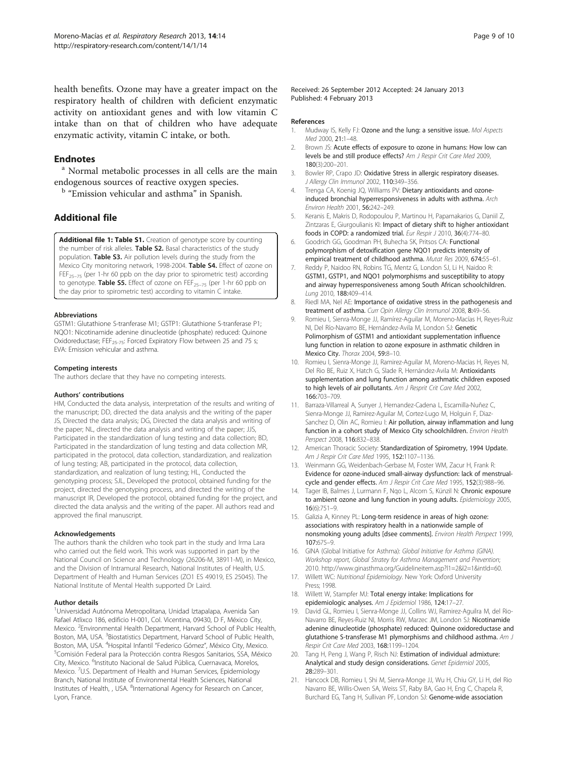health benefits. Ozone may have a greater impact on the respiratory health of children with deficient enzymatic activity on antioxidant genes and with low vitamin C intake than on that of children who have adequate enzymatic activity, vitamin C intake, or both.

## Endnotes

[a] Normal metabolic processes in all cells are the main endogenous sources of reactive oxygen species.

[b] "Emission vehicular and asthma" in Spanish.

## Additional file

**Additional file 1: Table S1.** Creation of genotype score by counting the number of risk alleles. **Table S2.** Basal characteristics of the study population. **Table S3.** Air pollution levels during the study from the Mexico City monitoring network, 1998-2004. **Table S4.** Effect of ozone on $FEF_{25-75}$ (per 1-hr 60 ppb on the day prior to spirometric test) according to genotype. **Table S5.** Effect of ozone on $FEF_{25-75}$ (per 1-hr 60 ppb on the day prior to spirometric test) according to vitamin C intake.

#### Abbreviations

GSTM1: Glutathione S-tranferase M1; GSTP1: Glutathione S-tranferase P1; NQO1: Nicotinamide adenine dinucleotide (phosphate) reduced: Quinone Oxidoreductase; $FEF_{25-75}$: Forced Expiratory Flow between 25 and 75 s; EVA: Emission vehicular and asthma.

#### Competing interests

The authors declare that they have no competing interests.

#### Authors' contributions

HM, Conducted the data analysis, interpretation of the results and writing of the manuscript; DD, directed the data analysis and the writing of the paper JS, Directed the data analysis; DG, Directed the data analysis and writing of the paper; NL, directed the data analysis and writing of the paper; JJS, Participated in the standardization of lung testing and data collection; BD, Participated in the standardization of lung testing and data collection MR, participated in the protocol, data collection, standardization, and realization of lung testing; AB, participated in the protocol, data collection, standardization, and realization of lung testing; HL, Conducted the genotyping process; SJL, Developed the protocol, obtained funding for the project, directed the genotyping process, and directed the writing of the manuscript IR, Developed the protocol, obtained funding for the project, and directed the data analysis and the writing of the paper. All authors read and approved the final manuscript.

#### Acknowledgements

The authors thank the children who took part in the study and Irma Lara who carried out the field work. This work was supported in part by the National Council on Science and Technology (26206-M, 38911-M), in Mexico, and the Division of Intramural Research, National Institutes of Health, U.S. Department of Health and Human Services (ZO1 ES 49019, ES 25045). The National Institute of Mental Health supported Dr Laird.

#### Author details

[1]Universidad Autónoma Metropolitana, Unidad Iztapalapa, Avenida San Rafael Atlixco 186, edificio H-001, Col. Vicentina, 09430, D F, México City, Mexico. [2]Environmental Health Department, Harvard School of Public Health, Boston, MA, USA. [3]Biostatistics Department, Harvard School of Public Health, Boston, MA, USA. [4]Hospital Infantil "Federico Gómez", México City, Mexico. [5]Comisión Federal para la Protección contra Riesgos Sanitarios, SSA, México City, Mexico. [6]Instituto Nacional de Salud Pública, Cuernavaca, Morelos, Mexico. [7]U.S. Department of Health and Human Services, Epidemiology Branch, National Institute of Environmental Health Sciences, National Institutes of Health, , USA. [8]International Agency for Research on Cancer, Lyon, France.

Received: 26 September 2012 Accepted: 24 January 2013
Published: 4 February 2013

#### References

1. Mudway IS, Kelly FJ: **Ozone and the lung: a sensitive issue.** *Mol Aspects Med* 2000, **21**:1–48.
2. Brown JS: **Acute effects of exposure to ozone in humans: How low can levels be and still produce effects?** *Am J Respir Crit Care Med* 2009, **180**(3):200–201.
3. Bowler RP, Crapo JD: **Oxidative Stress in allergic respiratory diseases.** *J Allergy Clin Immunol* 2002, **110**:349–356.
4. Trenga CA, Koenig JQ, Williams PV: **Dietary antioxidants and ozone-induced bronchial hyperresponsiveness in adults with asthma.** *Arch Environ Health* 2001, **56**:242–249.
5. Keranis E, Makris D, Rodopoulou P, Martinou H, Papamakarios G, Daniil Z, Zintzaras E, Giurgoulianis KI: **Impact of dietary shift to higher antioxidant foods in COPD: a randomized trial.** *Eur Respir J* 2010, **36**(4):774–80.
6. Goodrich GG, Goodman PH, Buhecha SK, Pritsos CA: **Functional polymorphism of detoxification gene NQO1 predicts intensity of empirical treatment of childhood asthma.** *Mutat Res* 2009, **674**:55–61.
7. Reddy P, Naidoo RN, Robins TG, Mentz G, London SJ, Li H, Naidoo R: **GSTM1, GSTP1, and NQO1 polymorphisms and susceptibility to atopy and airway hyperresponsiveness among South African schoolchildren.** *Lung* 2010, **188**:409–414.
8. Riedl MA, Nel AE: **Importance of oxidative stress in the pathogenesis and treatment of asthma.** *Curr Opin Allergy Clin Immunol* 2008, **8**:49–56.
9. Romieu I, Sienra-Monge JJ, Ramírez-Aguilar M, Moreno-Macías H, Reyes-Ruiz NI, Del Río-Navarro BE, Hernández-Avila M, London SJ: **Genetic Polimorphism of GSTM1 and antioxidant supplementation influence lung function in relation to ozone exposure in asthmatic children in Mexico City.** *Thorax* 2004, **59**:8–10.
10. Romieu I, Sienra-Monge JJ, Ramirez-Aguilar M, Moreno-Macias H, Reyes NI, Del Rio BE, Ruiz X, Hatch G, Slade R, Hernández-Avila M: **Antioxidants supplementation and lung function among asthmatic children exposed to high levels of air pollutants.** *Am J Resprit Crit Care Med* 2002, **166**:703–709.
11. Barraza-Villarreal A, Sunyer J, Hernandez-Cadena L, Escamilla-Nuñez C, Sienra-Monge JJ, Ramirez-Aguilar M, Cortez-Lugo M, Holguin F, Diaz-Sanchez D, Olin AC, Romieu I: **Air pollution, airway inflammation and lung function in a cohort study of Mexico City schoolchildren.** *Environ Health Perspect* 2008, **116**:832–838.
12. American Thoracic Society: **Standardization of Spirometry, 1994 Update.** *Am J Respir Crit Care Med* 1995, **152**:1107–1136.
13. Weinmann GG, Weidenbach-Gerbase M, Foster WM, Zacur H, Frank R: **Evidence for ozone-induced small-airway dysfunction: lack of menstrual-cycle and gender effects.** *Am J Respir Crit Care Med* 1995, **152**(3):988–96.
14. Tager IB, Balmes J, Lurmann F, Nqo L, Alcorn S, Künzil N: **Chronic exposure to ambient ozone and lung function in young adults.** *Epidemiology* 2005, **16**(6):751–9.
15. Galizia A, Kinney PL: **Long-term residence in areas of high ozone: associations with respiratory health in a nationwide sample of nonsmoking young adults [dsee comments].** *Environ Health Perspect* 1999, **107**:675–9.
16. GINA (Global Initiative for Asthma): *Global Initiative for Asthma (GINA). Workshop report, Global Stratey for Asthma Management and Prevention*; 2010. http://www.ginasthma.org/Guidelineitem.asp?l1=2&l2=1&intId=60.
17. Willett WC: *Nutritional Epidemiology*. New York: Oxford University Press; 1998.
18. Willett W, Stampfer MJ: **Total energy intake: Implications for epidemiologic analyses.** *Am J Epidemiol* 1986, **124**:17–27.
19. David GL, Romieu I, Sienra-Monge JJ, Collins WJ, Ramirez-Aguilra M, del Rio-Navarro BE, Reyes-Ruiz NI, Morris RW, Marzec JM, London SJ: **Nicotinamide adenine dinucleotide (phosphate) reduced: Quinone oxidoreductase and glutathione S-transferase M1 plymorphisms and childhood asthma.** *Am J Respir Crit Care Med* 2003, **168**:1199–1204.
20. Tang H, Peng J, Wang P, Risch NJ: **Estimation of individual admixture: Analytical and study design considerations.** *Genet Epidemiol* 2005, **28**:289–301.
21. Hancock DB, Romieu I, Shi M, Sienra-Monge JJ, Wu H, Chiu GY, Li H, del Rio Navarro BE, Willis-Owen SA, Weiss ST, Raby BA, Gao H, Eng C, Chapela R, Burchard EG, Tang H, Sullivan PF, London SJ: **Genome-wide association**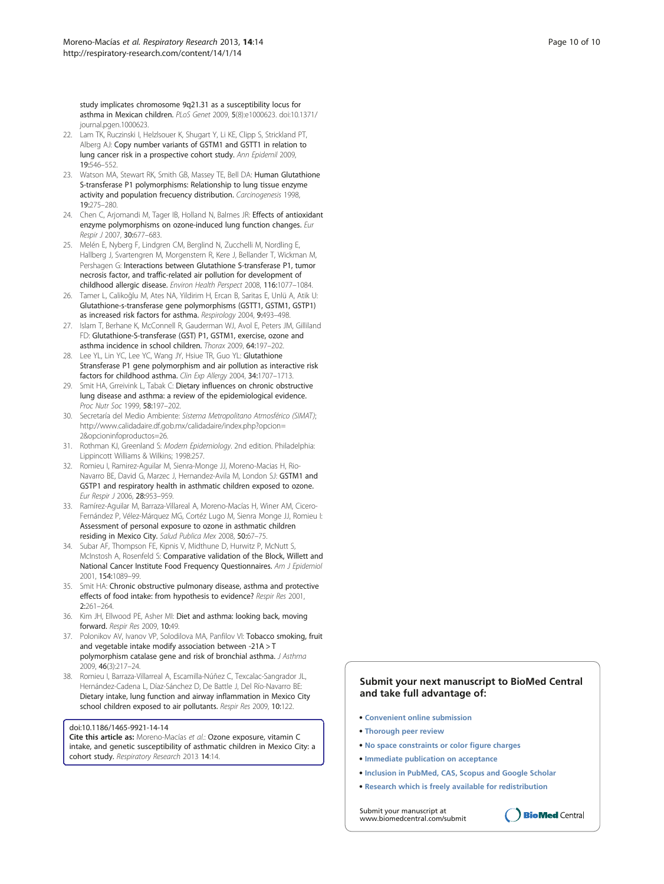study implicates chromosome 9q21.31 as a susceptibility locus for asthma in Mexican children. *PLoS Genet* 2009, **5**(8):e1000623. doi:10.1371/journal.pgen.1000623.

22. Lam TK, Ruczinski I, Helzlsouer K, Shugart Y, Li KE, Clipp S, Strickland PT, Alberg AJ: **Copy number variants of GSTM1 and GSTT1 in relation to lung cancer risk in a prospective cohort study.** *Ann Epidemil* 2009, **19:**546–552.
23. Watson MA, Stewart RK, Smith GB, Massey TE, Bell DA: **Human Glutathione S-transferase P1 polymorphisms: Relationship to lung tissue enzyme activity and population frecuency distribution.** *Carcinogenesis* 1998, **19:**275–280.
24. Chen C, Arjomandi M, Tager IB, Holland N, Balmes JR: **Effects of antioxidant enzyme polymorphisms on ozone-induced lung function changes.** *Eur Respir J* 2007, **30:**677–683.
25. Melén E, Nyberg F, Lindgren CM, Berglind N, Zucchelli M, Nordling E, Hallberg J, Svartengren M, Morgenstern R, Kere J, Bellander T, Wickman M, Pershagen G: **Interactions between Glutathione S-transferase P1, tumor necrosis factor, and traffic-related air pollution for development of childhood allergic disease.** *Environ Health Perspect* 2008, **116:**1077–1084.
26. Tamer L, Calikoğlu M, Ates NA, Yildirim H, Ercan B, Saritas E, Unlü A, Atik U: **Glutathione-s-transferase gene polymorphisms (GSTT1, GSTM1, GSTP1) as increased risk factors for asthma.** *Respirology* 2004, **9:**493–498.
27. Islam T, Berhane K, McConnell R, Gauderman WJ, Avol E, Peters JM, Gilliland FD: **Glutathione-S-transferase (GST) P1, GSTM1, exercise, ozone and asthma incidence in school children.** *Thorax* 2009, **64:**197–202.
28. Lee YL, Lin YC, Lee YC, Wang JY, Hsiue TR, Guo YL: **Glutathione Stransferase P1 gene polymorphism and air pollution as interactive risk factors for childhood asthma.** *Clin Exp Allergy* 2004, **34:**1707–1713.
29. Smit HA, Grreivink L, Tabak C: **Dietary influences on chronic obstructive lung disease and asthma: a review of the epidemiological evidence.** *Proc Nutr Soc* 1999, **58:**197–202.
30. Secretaría del Medio Ambiente: *Sistema Metropolitano Atmosférico (SIMAT)*; http://www.calidadaire.df.gob.mx/calidadaire/index.php?opcion=2&opcioninfoproductos=26.
31. Rothman KJ, Greenland S: *Modern Epidemiology*. 2nd edition. Philadelphia: Lippincott Williams & Wilkins; 1998:257.
32. Romieu I, Ramirez-Aguilar M, Sienra-Monge JJ, Moreno-Macias H, Rio-Navarro BE, David G, Marzec J, Hernandez-Avila M, London SJ: **GSTM1 and GSTP1 and respiratory health in asthmatic children exposed to ozone.** *Eur Respir J* 2006, **28:**953–959.
33. Ramírez-Aguilar M, Barraza-Villareal A, Moreno-Macías H, Winer AM, Cicero-Fernández P, Vélez-Márquez MG, Cortéz Lugo M, Sienra Monge JJ, Romieu I: **Assessment of personal exposure to ozone in asthmatic children residing in Mexico City.** *Salud Publica Mex* 2008, **50:**67–75.
34. Subar AF, Thompson FE, Kipnis V, Midthune D, Hurwitz P, McNutt S, McInstosh A, Rosenfeld S: **Comparative validation of the Block, Willett and National Cancer Institute Food Frequency Questionnaires.** *Am J Epidemiol* 2001, **154:**1089–99.
35. Smit HA: **Chronic obstructive pulmonary disease, asthma and protective effects of food intake: from hypothesis to evidence?** *Respir Res* 2001, **2:**261–264.
36. Kim JH, Ellwood PE, Asher MI: **Diet and asthma: looking back, moving forward.** *Respir Res* 2009, **10:**49.
37. Polonikov AV, Ivanov VP, Solodilova MA, Panfilov VI: **Tobacco smoking, fruit and vegetable intake modify association between -21A > T polymorphism catalase gene and risk of bronchial asthma.** *J Asthma* 2009, **46**(3):217–24.
38. Romieu I, Barraza-Villarreal A, Escamilla-Núñez C, Texcalac-Sangrador JL, Hernández-Cadena L, Díaz-Sánchez D, De Battle J, Del Rio-Navarro BE: **Dietary intake, lung function and airway inflammation in Mexico City school children exposed to air pollutants.** *Respir Res* 2009, **10:**122.

doi:10.1186/1465-9921-14-14

**Cite this article as:** Moreno-Macías *et al.*: Ozone exposure, vitamin C intake, and genetic susceptibility of asthmatic children in Mexico City: a cohort study. *Respiratory Research* 2013 **14**:14.